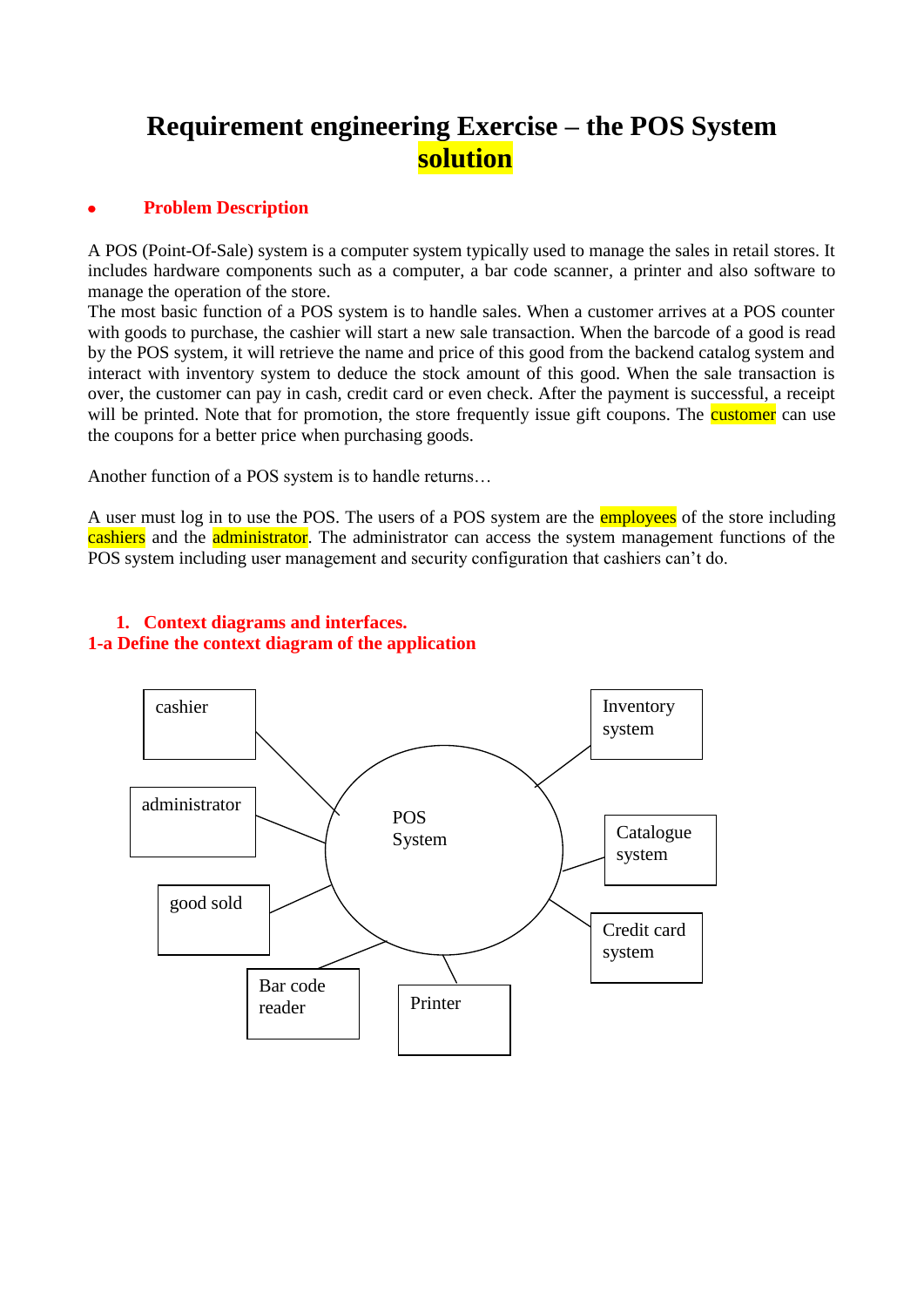# Requirement engineering Exercise – the POS System solution

- **Problem Description**

A POS (Point-Of-Sale) system is a computer system typically used to manage the sales in retail stores. It includes hardware components such as a computer, a bar code scanner, a printer and also software to manage the operation of the store.
The most basic function of a POS system is to handle sales. When a customer arrives at a POS counter with goods to purchase, the cashier will start a new sale transaction. When the barcode of a good is read by the POS system, it will retrieve the name and price of this good from the backend catalog system and interact with inventory system to deduce the stock amount of this good. When the sale transaction is over, the customer can pay in cash, credit card or even check. After the payment is successful, a receipt will be printed. Note that for promotion, the store frequently issue gift coupons. The customer can use the coupons for a better price when purchasing goods.

Another function of a POS system is to handle returns…

A user must log in to use the POS. The users of a POS system are the employees of the store including cashiers and the administrator. The administrator can access the system management functions of the POS system including user management and security configuration that cashiers can't do.

## 1. Context diagrams and interfaces.

### 1-a Define the context diagram of the application

POS System

cashier

administrator

good sold

Bar code reader

Printer

Inventory system

Catalogue system

Credit card system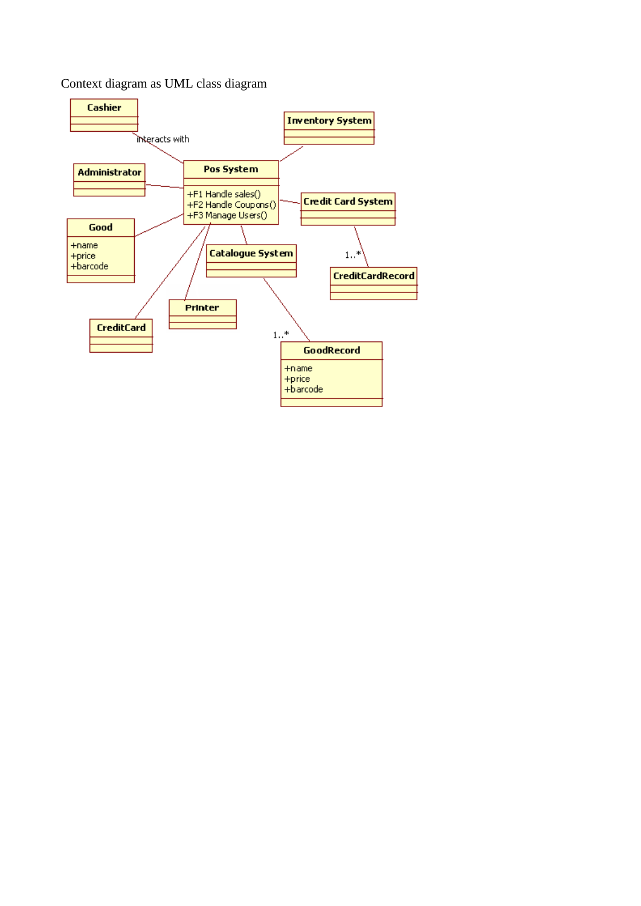Context diagram as UML class diagram

Cashier

interacts with

Inventory System

Administrator

Pos System

+F1 Handle sales()
+F2 Handle Coupons()
+F3 Manage Users()

Credit Card System

Good

+name
+price
+barcode

Catalogue System

1..*

CreditCardRecord

Printer

CreditCard

1..*

GoodRecord

+name
+price
+barcode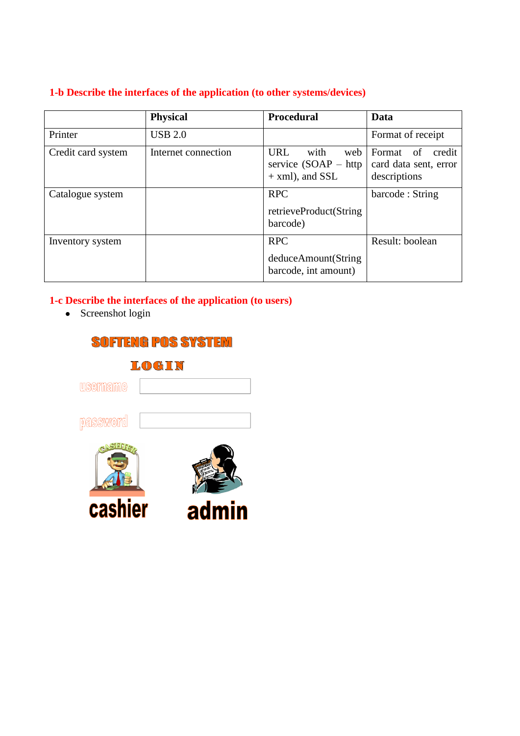## 1-b Describe the interfaces of the application (to other systems/devices)

| | **Physical** | **Procedural** | **Data** |
|---|---|---|---|
| Printer | USB 2.0 | | Format of receipt |
| Credit card system | Internet connection | URL with web service (SOAP – http + xml), and SSL | Format of credit card data sent, error descriptions |
| Catalogue system | | RPC<br>retrieveProduct(String barcode) | barcode : String |
| Inventory system | | RPC<br>deduceAmount(String barcode, int amount) | Result: boolean |

## 1-c Describe the interfaces of the application (to users)

- Screenshot login

SOFTENG POS SYSTEM

LOGIN

username

password

cashier

admin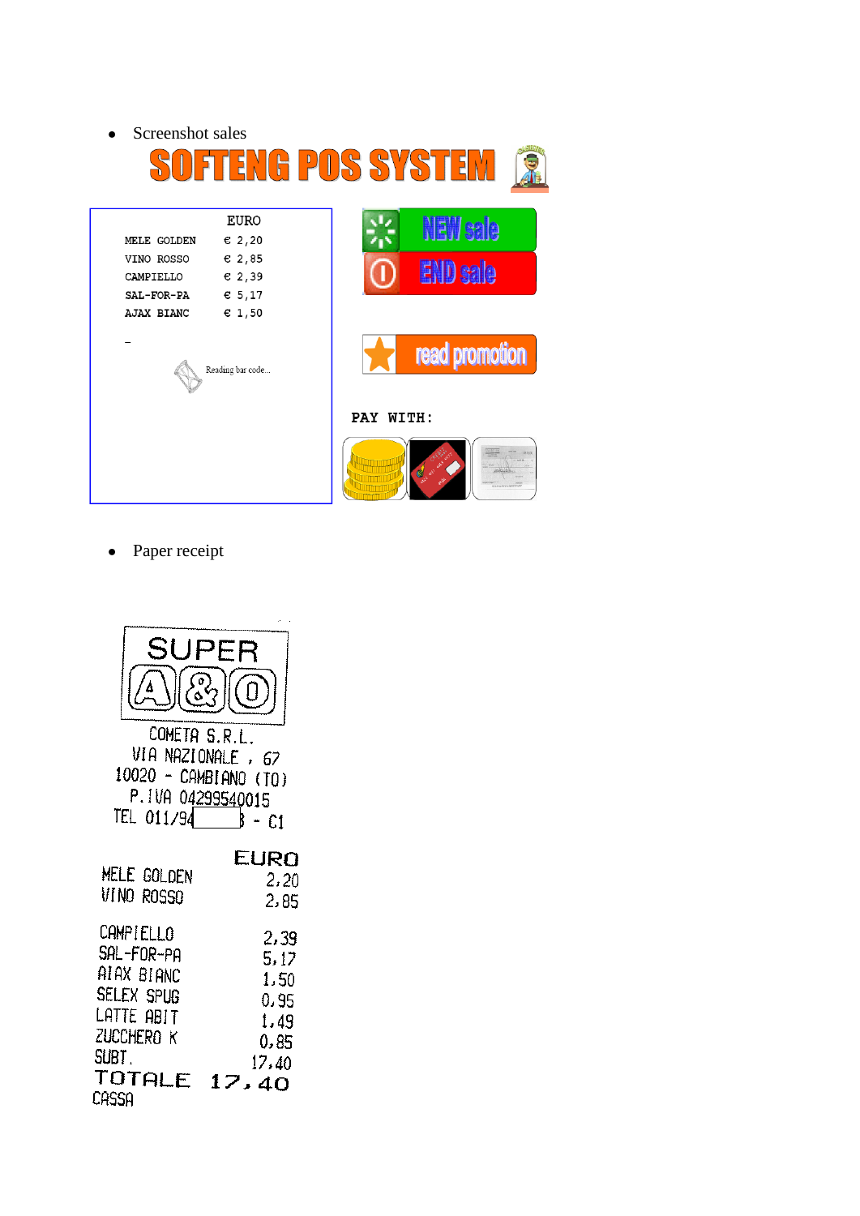- Screenshot sales

SOFTENG POS SYSTEM

| | EURO |
|---|---|
| MELE GOLDEN | € 2,20 |
| VINO ROSSO | € 2,85 |
| CAMPIELLO | € 2,39 |
| SAL-FOR-PA | € 5,17 |
| AJAX BIANC | € 1,50 |

_

Reading bar code...

NEW sale

END sale

read promotion

PAY WITH:

- Paper receipt

SUPER

A&O

COMETA S.R.L.
VIA NAZIONALE , 67
10020 - CAMBIANO (TO)
P.IVA 04299540015
TEL 011/94 3 - C1

| | EURO |
|---|---|
| MELE GOLDEN | 2,20 |
| VINO ROSSO | 2,85 |
| CAMPIELLO | 2,39 |
| SAL-FOR-PA | 5,17 |
| AIAX BIANC | 1,50 |
| SELEX SPUG | 0,95 |
| LATTE ABIT | 1,49 |
| ZUCCHERO K | 0,85 |
| SUBT. | 17,40 |
| TOTALE | 17,40 |

CASSA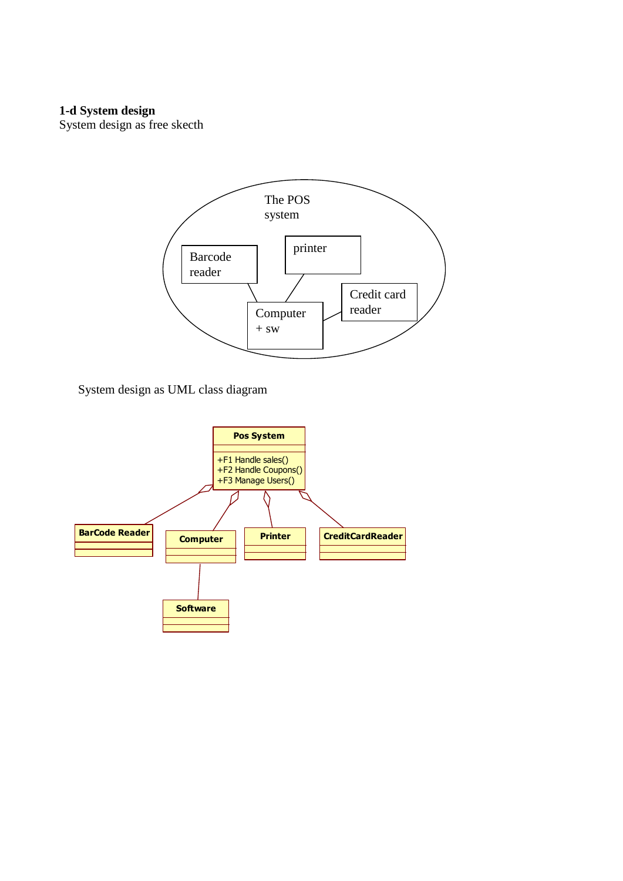**1-d System design**

System design as free skecth

The POS system

Barcode reader

printer

Computer + sw

Credit card reader

System design as UML class diagram

**Pos System**

+F1 Handle sales()
+F2 Handle Coupons()
+F3 Manage Users()

**BarCode Reader**

**Computer**

**Printer**

**CreditCardReader**

**Software**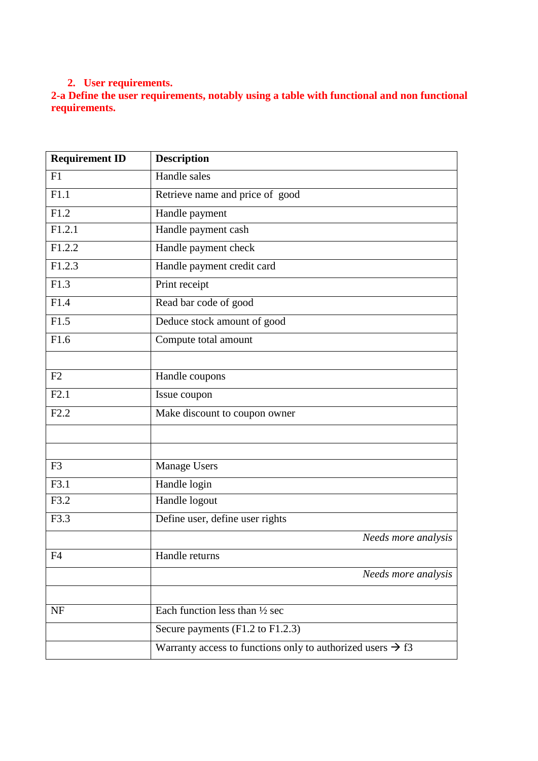## 2. User requirements.

**2-a Define the user requirements, notably using a table with functional and non functional requirements.**

| Requirement ID | Description |
|---|---|
| F1 | Handle sales |
| F1.1 | Retrieve name and price of good |
| F1.2 | Handle payment |
| F1.2.1 | Handle payment cash |
| F1.2.2 | Handle payment check |
| F1.2.3 | Handle payment credit card |
| F1.3 | Print receipt |
| F1.4 | Read bar code of good |
| F1.5 | Deduce stock amount of good |
| F1.6 | Compute total amount |
| | |
| F2 | Handle coupons |
| F2.1 | Issue coupon |
| F2.2 | Make discount to coupon owner |
| | |
| | |
| F3 | Manage Users |
| F3.1 | Handle login |
| F3.2 | Handle logout |
| F3.3 | Define user, define user rights |
| | *Needs more analysis* |
| F4 | Handle returns |
| | *Needs more analysis* |
| | |
| NF | Each function less than ½ sec |
| | Secure payments (F1.2 to F1.2.3) |
| | Warranty access to functions only to authorized users → f3 |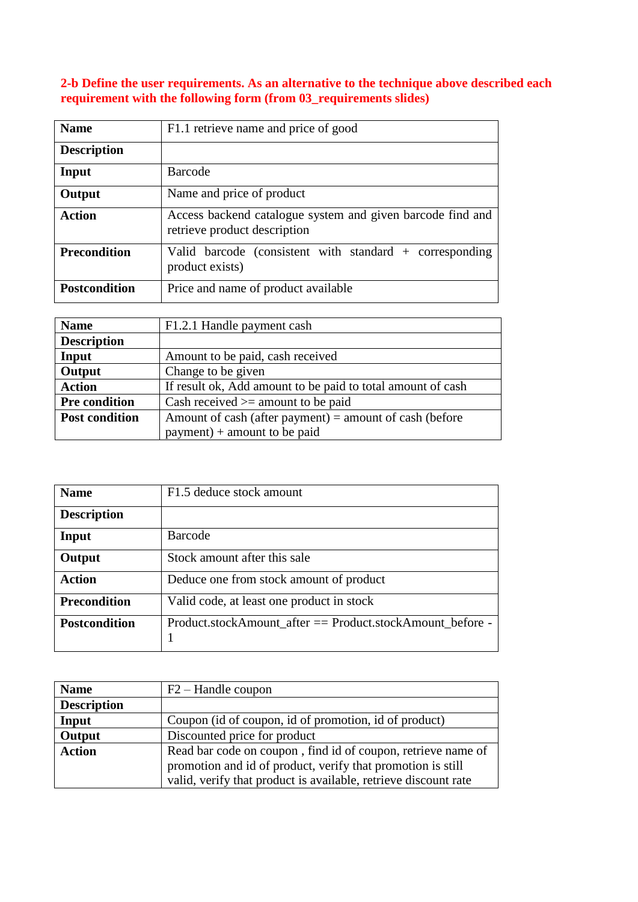**2-b Define the user requirements. As an alternative to the technique above described each requirement with the following form (from 03_requirements slides)**

| **Name** | F1.1 retrieve name and price of good |
|---|---|
| **Description** | |
| **Input** | Barcode |
| **Output** | Name and price of product |
| **Action** | Access backend catalogue system and given barcode find and retrieve product description |
| **Precondition** | Valid barcode (consistent with standard + corresponding product exists) |
| **Postcondition** | Price and name of product available |

| **Name** | F1.2.1 Handle payment cash |
|---|---|
| **Description** | |
| **Input** | Amount to be paid, cash received |
| **Output** | Change to be given |
| **Action** | If result ok, Add amount to be paid to total amount of cash |
| **Pre condition** | Cash received >= amount to be paid |
| **Post condition** | Amount of cash (after payment) = amount of cash (before payment) + amount to be paid |

| **Name** | F1.5 deduce stock amount |
|---|---|
| **Description** | |
| **Input** | Barcode |
| **Output** | Stock amount after this sale |
| **Action** | Deduce one from stock amount of product |
| **Precondition** | Valid code, at least one product in stock |
| **Postcondition** | Product.stockAmount_after == Product.stockAmount_before - 1 |

| **Name** | F2 – Handle coupon |
|---|---|
| **Description** | |
| **Input** | Coupon (id of coupon, id of promotion, id of product) |
| **Output** | Discounted price for product |
| **Action** | Read bar code on coupon , find id of coupon, retrieve name of promotion and id of product, verify that promotion is still valid, verify that product is available, retrieve discount rate |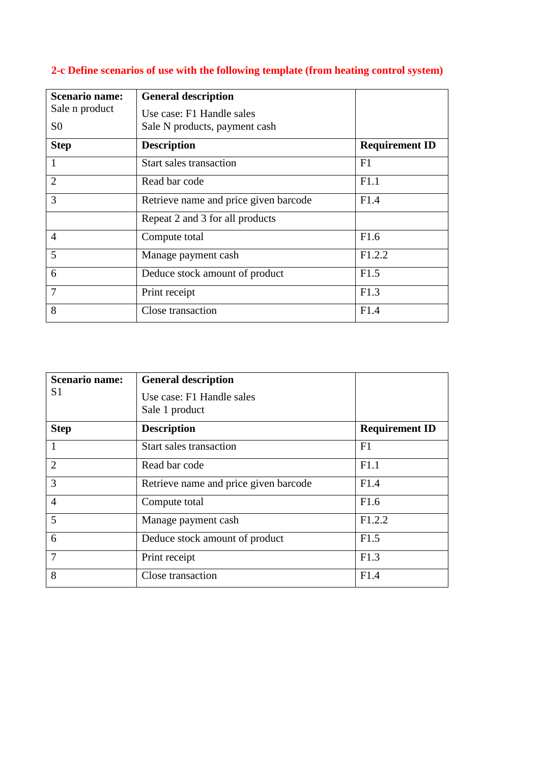**2-c Define scenarios of use with the following template (from heating control system)**

| **Scenario name:** Sale n product S0 | **General description** Use case: F1 Handle sales Sale N products, payment cash | |
|---|---|---|
| **Step** | **Description** | **Requirement ID** |
| 1 | Start sales transaction | F1 |
| 2 | Read bar code | F1.1 |
| 3 | Retrieve name and price given barcode | F1.4 |
| | Repeat 2 and 3 for all products | |
| 4 | Compute total | F1.6 |
| 5 | Manage payment cash | F1.2.2 |
| 6 | Deduce stock amount of product | F1.5 |
| 7 | Print receipt | F1.3 |
| 8 | Close transaction | F1.4 |

| **Scenario name:** S1 | **General description** Use case: F1 Handle sales Sale 1 product | |
|---|---|---|
| **Step** | **Description** | **Requirement ID** |
| 1 | Start sales transaction | F1 |
| 2 | Read bar code | F1.1 |
| 3 | Retrieve name and price given barcode | F1.4 |
| 4 | Compute total | F1.6 |
| 5 | Manage payment cash | F1.2.2 |
| 6 | Deduce stock amount of product | F1.5 |
| 7 | Print receipt | F1.3 |
| 8 | Close transaction | F1.4 |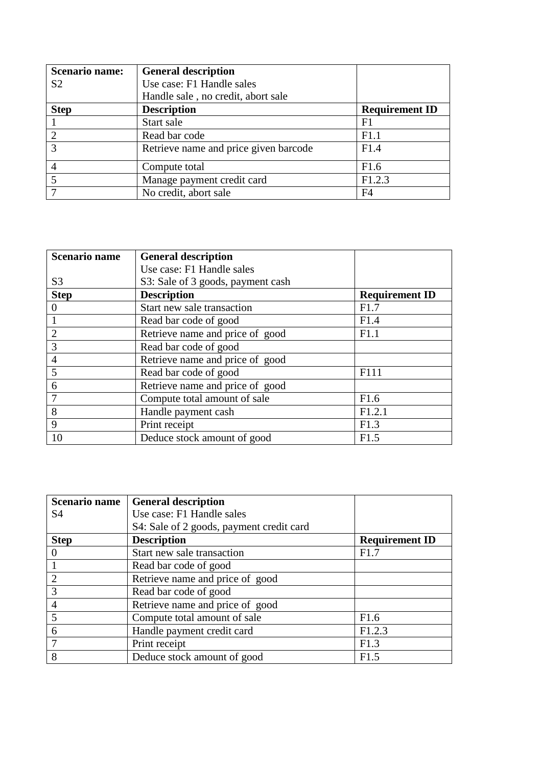| Scenario name: S2 | General description Use case: F1 Handle sales Handle sale , no credit, abort sale | |
|---|---|---|
| **Step** | **Description** | **Requirement ID** |
| 1 | Start sale | F1 |
| 2 | Read bar code | F1.1 |
| 3 | Retrieve name and price given barcode | F1.4 |
| 4 | Compute total | F1.6 |
| 5 | Manage payment credit card | F1.2.3 |
| 7 | No credit, abort sale | F4 |

| Scenario name S3 | General description Use case: F1 Handle sales S3: Sale of 3 goods, payment cash | |
|---|---|---|
| **Step** | **Description** | **Requirement ID** |
| 0 | Start new sale transaction | F1.7 |
| 1 | Read bar code of good | F1.4 |
| 2 | Retrieve name and price of good | F1.1 |
| 3 | Read bar code of good | |
| 4 | Retrieve name and price of good | |
| 5 | Read bar code of good | F111 |
| 6 | Retrieve name and price of good | |
| 7 | Compute total amount of sale | F1.6 |
| 8 | Handle payment cash | F1.2.1 |
| 9 | Print receipt | F1.3 |
| 10 | Deduce stock amount of good | F1.5 |

| Scenario name S4 | General description Use case: F1 Handle sales S4: Sale of 2 goods, payment credit card | |
|---|---|---|
| **Step** | **Description** | **Requirement ID** |
| 0 | Start new sale transaction | F1.7 |
| 1 | Read bar code of good | |
| 2 | Retrieve name and price of good | |
| 3 | Read bar code of good | |
| 4 | Retrieve name and price of good | |
| 5 | Compute total amount of sale | F1.6 |
| 6 | Handle payment credit card | F1.2.3 |
| 7 | Print receipt | F1.3 |
| 8 | Deduce stock amount of good | F1.5 |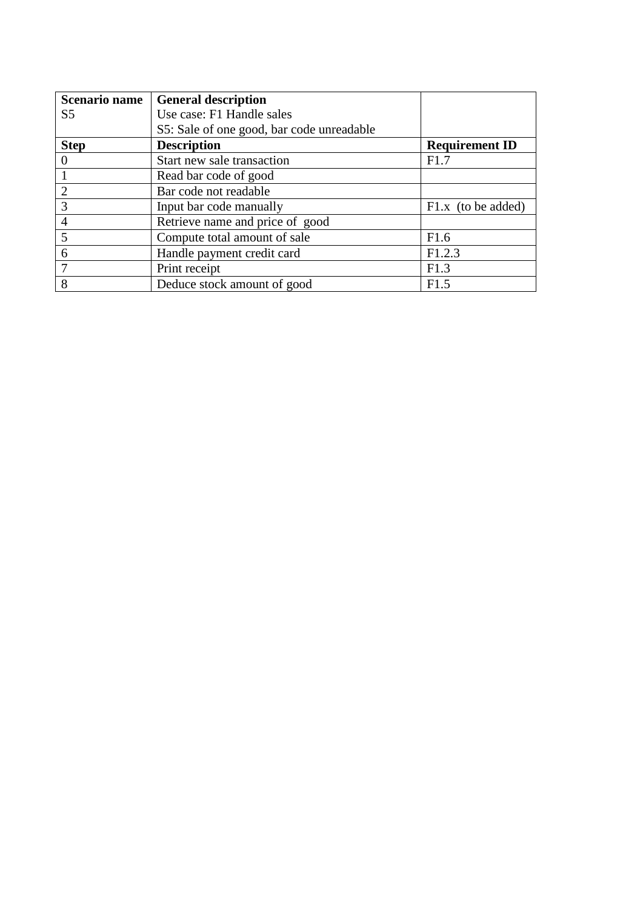| Scenario name | General description | |
|---|---|---|
| S5 | Use case: F1 Handle sales<br>S5: Sale of one good, bar code unreadable | |
| **Step** | **Description** | **Requirement ID** |
| 0 | Start new sale transaction | F1.7 |
| 1 | Read bar code of good | |
| 2 | Bar code not readable | |
| 3 | Input bar code manually | F1.x (to be added) |
| 4 | Retrieve name and price of good | |
| 5 | Compute total amount of sale | F1.6 |
| 6 | Handle payment credit card | F1.2.3 |
| 7 | Print receipt | F1.3 |
| 8 | Deduce stock amount of good | F1.5 |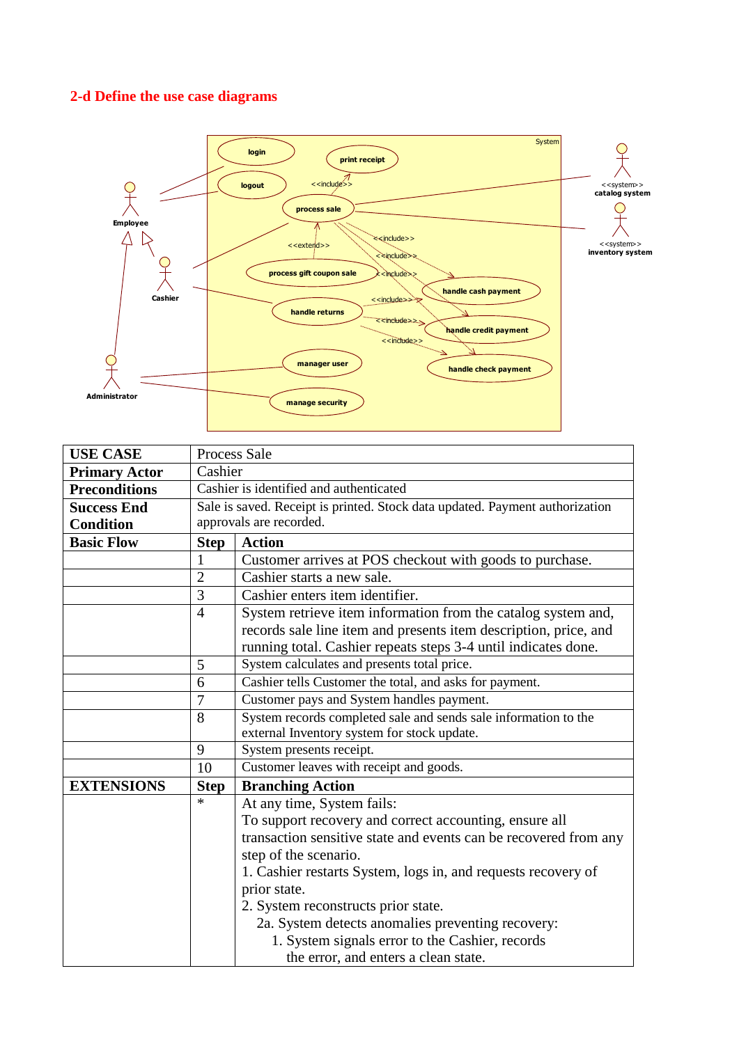## 2-d Define the use case diagrams

| **USE CASE** | Process Sale | |
|---|---|---|
| **Primary Actor** | Cashier | |
| **Preconditions** | Cashier is identified and authenticated | |
| **Success End Condition** | Sale is saved. Receipt is printed. Stock data updated. Payment authorization approvals are recorded. | |
| **Basic Flow** | **Step** | **Action** |
| | 1 | Customer arrives at POS checkout with goods to purchase. |
| | 2 | Cashier starts a new sale. |
| | 3 | Cashier enters item identifier. |
| | 4 | System retrieve item information from the catalog system and, records sale line item and presents item description, price, and running total. Cashier repeats steps 3-4 until indicates done. |
| | 5 | System calculates and presents total price. |
| | 6 | Cashier tells Customer the total, and asks for payment. |
| | 7 | Customer pays and System handles payment. |
| | 8 | System records completed sale and sends sale information to the external Inventory system for stock update. |
| | 9 | System presents receipt. |
| | 10 | Customer leaves with receipt and goods. |
| **EXTENSIONS** | **Step** | **Branching Action** |
| | * | At any time, System fails:<br>To support recovery and correct accounting, ensure all transaction sensitive state and events can be recovered from any step of the scenario.<br>1. Cashier restarts System, logs in, and requests recovery of prior state.<br>2. System reconstructs prior state.<br>2a. System detects anomalies preventing recovery:<br>1. System signals error to the Cashier, records the error, and enters a clean state. |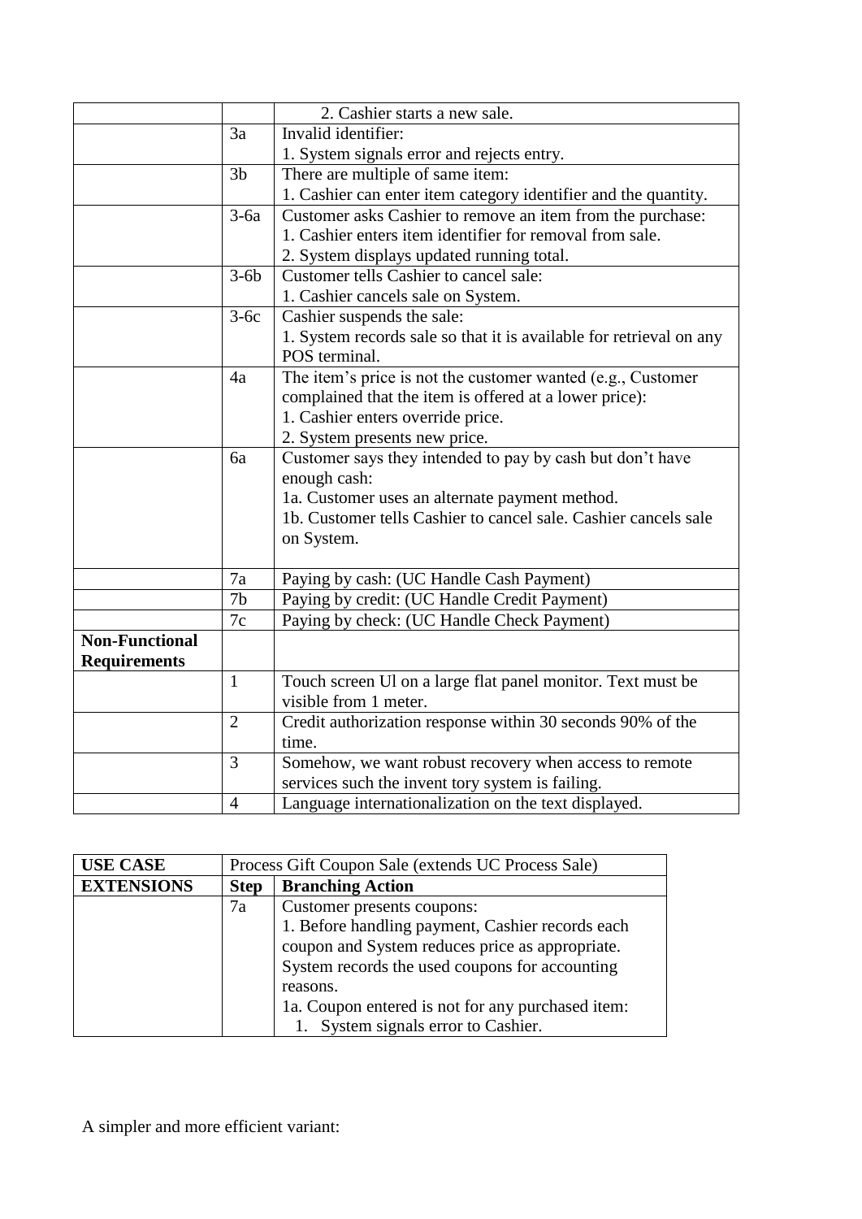| | | |
|---|---|---|
| | | 2. Cashier starts a new sale. |
| | 3a | Invalid identifier:<br>1. System signals error and rejects entry. |
| | 3b | There are multiple of same item:<br>1. Cashier can enter item category identifier and the quantity. |
| | 3-6a | Customer asks Cashier to remove an item from the purchase:<br>1. Cashier enters item identifier for removal from sale.<br>2. System displays updated running total. |
| | 3-6b | Customer tells Cashier to cancel sale:<br>1. Cashier cancels sale on System. |
| | 3-6c | Cashier suspends the sale:<br>1. System records sale so that it is available for retrieval on any POS terminal. |
| | 4a | The item's price is not the customer wanted (e.g., Customer complained that the item is offered at a lower price):<br>1. Cashier enters override price.<br>2. System presents new price. |
| | 6a | Customer says they intended to pay by cash but don't have enough cash:<br>1a. Customer uses an alternate payment method.<br>1b. Customer tells Cashier to cancel sale. Cashier cancels sale on System. |
| | 7a | Paying by cash: (UC Handle Cash Payment) |
| | 7b | Paying by credit: (UC Handle Credit Payment) |
| | 7c | Paying by check: (UC Handle Check Payment) |
| **Non-Functional Requirements** | | |
| | 1 | Touch screen Ul on a large flat panel monitor. Text must be visible from 1 meter. |
| | 2 | Credit authorization response within 30 seconds 90% of the time. |
| | 3 | Somehow, we want robust recovery when access to remote services such the invent tory system is failing. |
| | 4 | Language internationalization on the text displayed. |

| **USE CASE** | Process Gift Coupon Sale (extends UC Process Sale) | |
|---|---|---|
| **EXTENSIONS** | **Step** | **Branching Action** |
| | 7a | Customer presents coupons:<br>1. Before handling payment, Cashier records each coupon and System reduces price as appropriate. System records the used coupons for accounting reasons.<br>1a. Coupon entered is not for any purchased item:<br>1. System signals error to Cashier. |

A simpler and more efficient variant: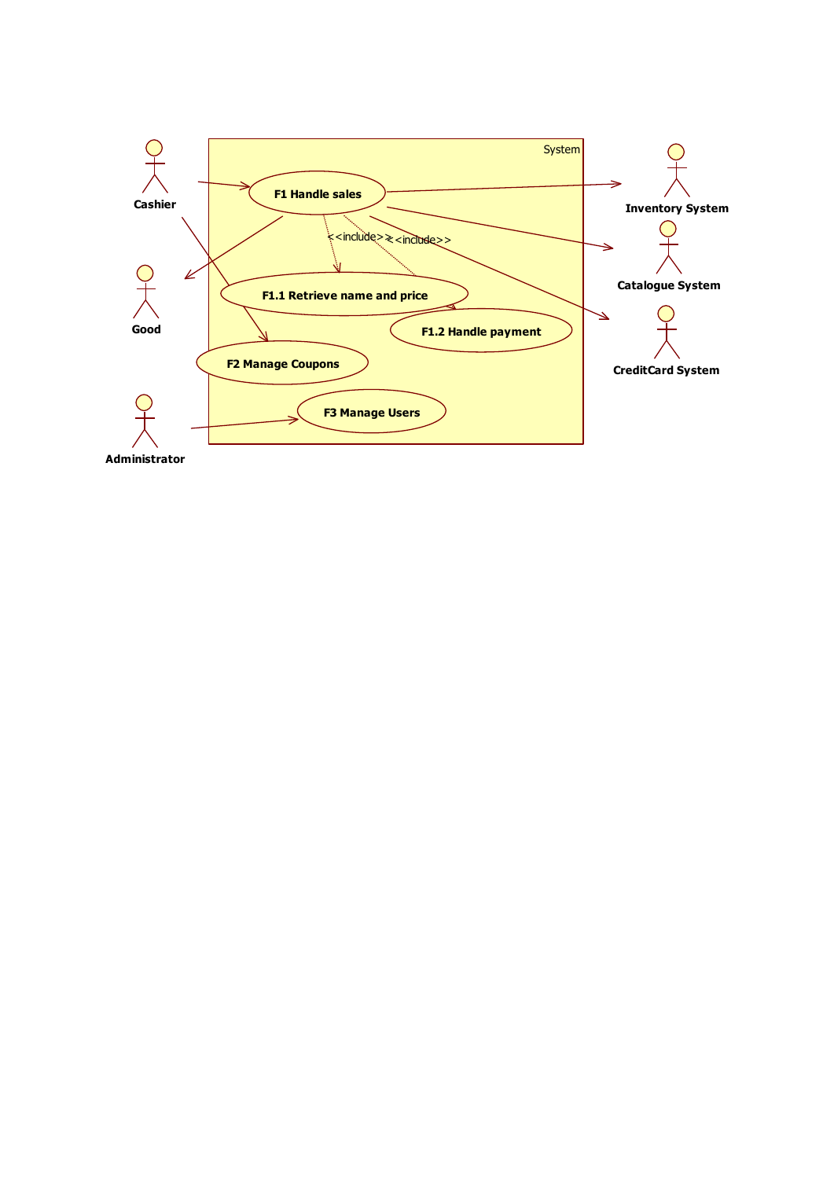System

Cashier

F1 Handle sales

Inventory System

Catalogue System

CreditCard System

Good

<<include>>

<<include>>

F1.1 Retrieve name and price

F1.2 Handle payment

F2 Manage Coupons

F3 Manage Users

Administrator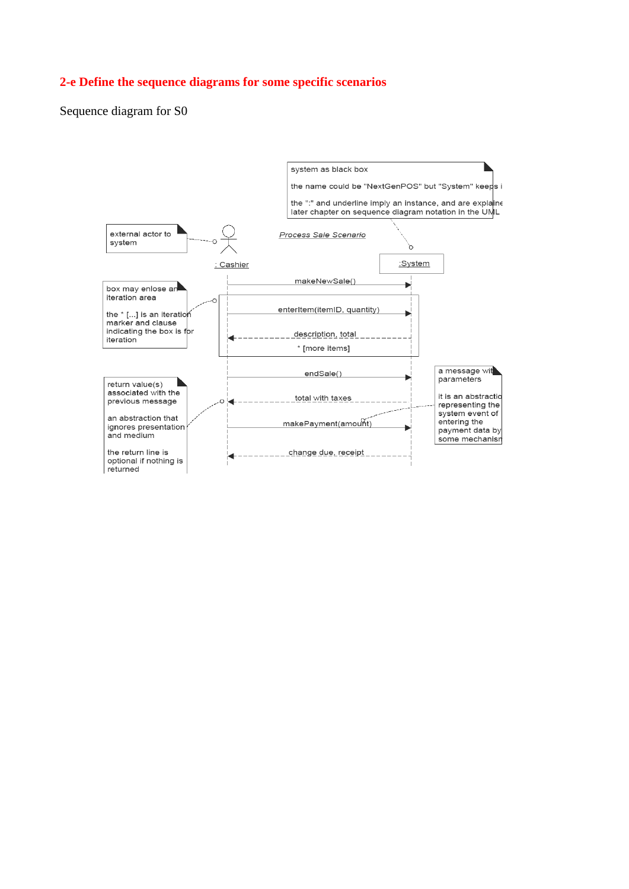## 2-e Define the sequence diagrams for some specific scenarios

Sequence diagram for S0

system as black box

the name could be "NextGenPOS" but "System" keeps i

the ":" and underline imply an instance, and are explaine later chapter on sequence diagram notation in the UML

external actor to system

*Process Sale Scenario*

: Cashier

:System

makeNewSale()

box may enlose an iteration area

the * [...] is an iteration marker and clause indicating the box is for iteration

enterItem(itemID, quantity)

description, total

* [more items]

endSale()

return value(s) associated with the previous message

an abstraction that ignores presentation and medium

the return line is optional if nothing is returned

total with taxes

makePayment(amount)

change due, receipt

a message with parameters

it is an abstractio representing the system event of entering the payment data by some mechanism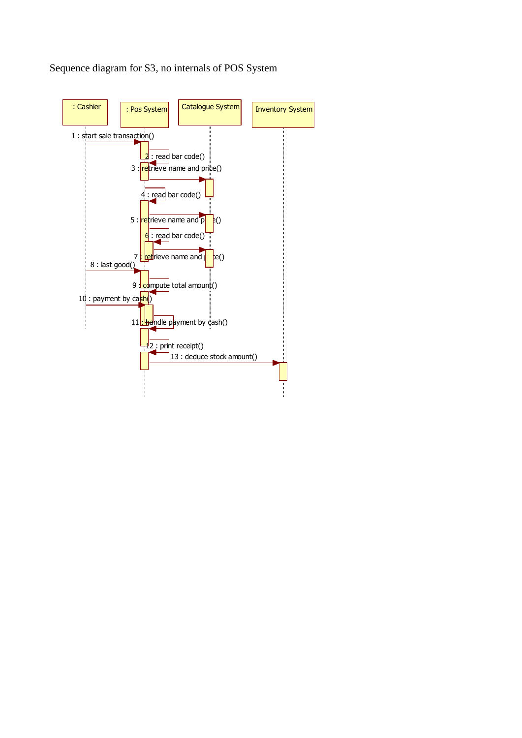Sequence diagram for S3, no internals of POS System

: Cashier

: Pos System

Catalogue System

Inventory System

1 : start sale transaction()

2 : read bar code()

3 : retrieve name and price()

4 : read bar code()

5 : retrieve name and price()

6 : read bar code()

7 : retrieve name and price()

8 : last good()

9 : compute total amount()

10 : payment by cash()

11 : handle payment by cash()

12 : print receipt()

13 : deduce stock amount()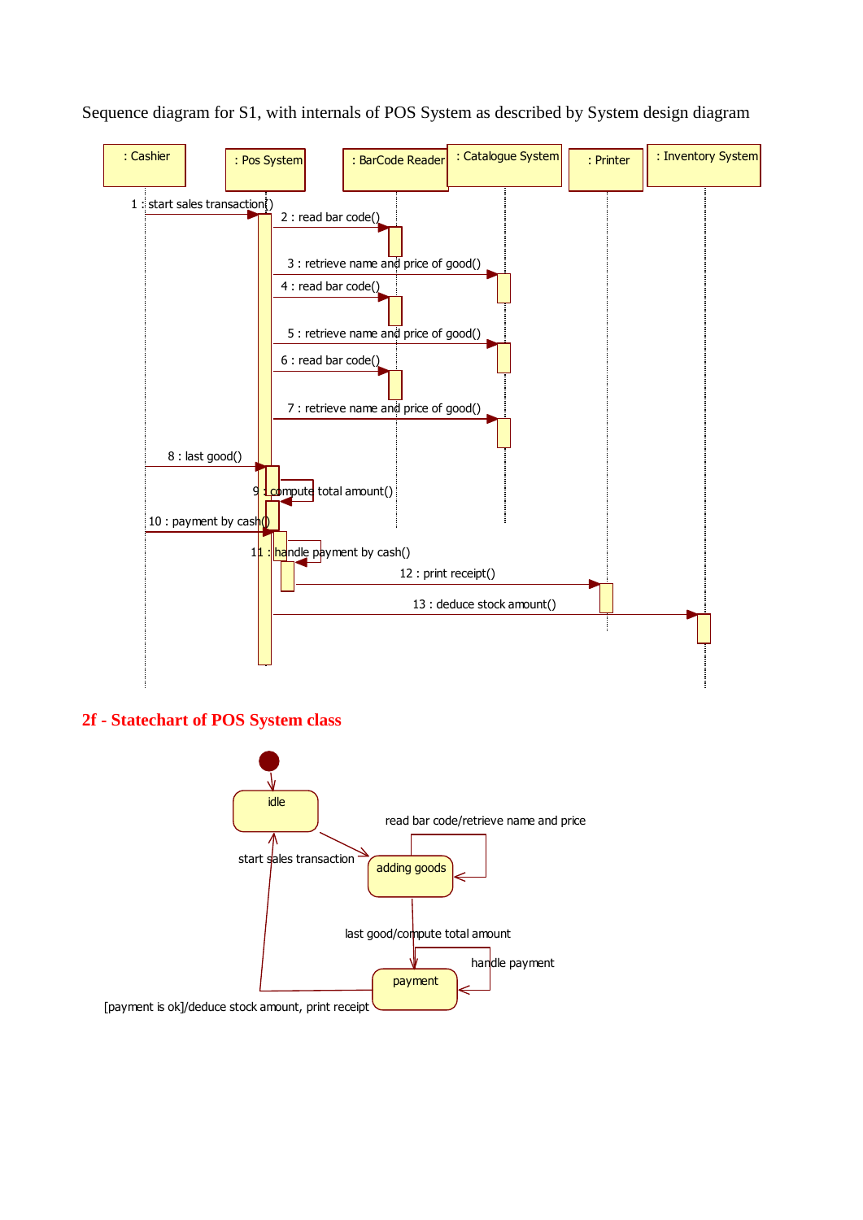Sequence diagram for S1, with internals of POS System as described by System design diagram

: Cashier
: Pos System
: BarCode Reader
: Catalogue System
: Printer
: Inventory System

1 : start sales transaction()
2 : read bar code()
3 : retrieve name and price of good()
4 : read bar code()
5 : retrieve name and price of good()
6 : read bar code()
7 : retrieve name and price of good()
8 : last good()
9 : compute total amount()
10 : payment by cash()
11 : handle payment by cash()
12 : print receipt()
13 : deduce stock amount()

## 2f - Statechart of POS System class

idle
start sales transaction
adding goods
read bar code/retrieve name and price
last good/compute total amount
payment
handle payment
[payment is ok]/deduce stock amount, print receipt